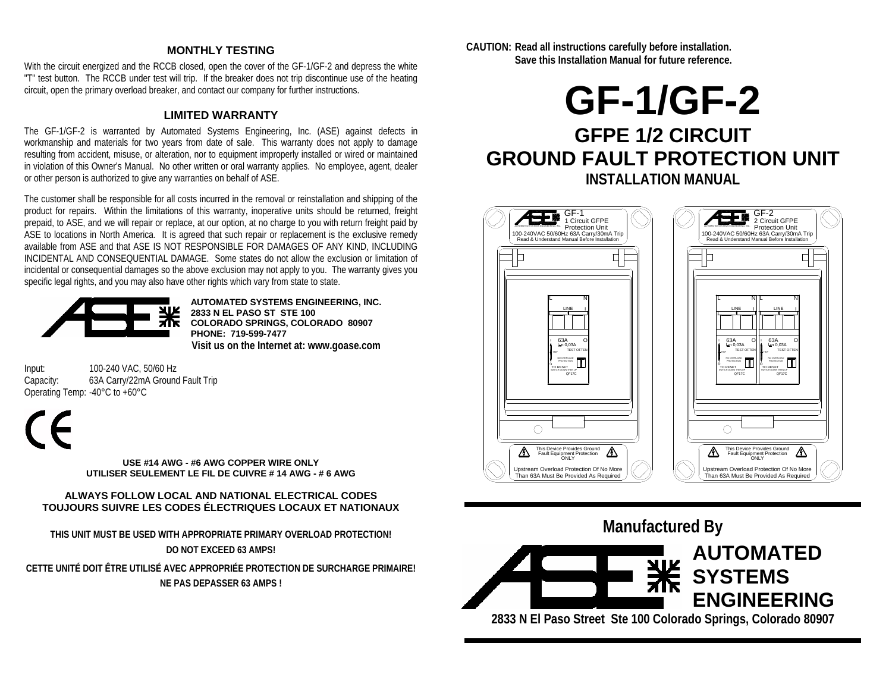### MONTHLY TESTING

With the circuit energized and the RCCB closed, open the cover of the GF-1/GF-2 and depress the white "T" test button. The RCCB under test will trip. If the breaker does not trip discontinue use of the heating circuit, open the primary overload breaker, and contact our company for further instructions.

### LIMITED WARRANTY

The GF-1/GF-2 is warranted by Automated Systems Engineering, Inc. (ASE) against defects in workmanship and materials for two years from date of sale. This warranty does not apply to damage resulting from accident, misuse, or alteration, nor to equipment improperly installed or wired or maintained in violation of this Owner's Manual. No other written or oral warranty applies. No employee, agent, dealer or other person is authorized to give any warranties on behalf of ASE.

The customer shall be responsible for all costs incurred in the removal or reinstallation and shipping of the product for repairs. Within the limitations of this warranty, inoperative units should be returned, freight prepaid, to ASE, and we will repair or replace, at our option, at no charge to you with return freight paid by ASE to locations in North America. It is agreed that such repair or replacement is the exclusive remedy available from ASE and that ASE IS NOT RESPONSIBLE FOR DAMAGES OF ANY KIND, INCLUDING INCIDENTAL AND CONSEQUENTIAL DAMAGE. Some states do not allow the exclusion or limitation of incidental or consequential damages so the above exclusion may not apply to you. The warranty gives you specific legal rights, and you may also have other rights which vary from state to state.

**AUTOMATED SYSTEMS ENGINEERING, INC.**
**2833 N EL PASO ST STE 100**
**COLORADO SPRINGS, COLORADO 80907**
**PHONE: 719-599-7477**
**Visit us on the Internet at: www.goase.com**

Input: 100-240 VAC, 50/60 Hz
Capacity: 63A Carry/22mA Ground Fault Trip
Operating Temp: -40°C to +60°C

CE

**USE #14 AWG - #6 AWG COPPER WIRE ONLY**
**UTILISER SEULEMENT LE FIL DE CUIVRE # 14 AWG - # 6 AWG**

**ALWAYS FOLLOW LOCAL AND NATIONAL ELECTRICAL CODES**
**TOUJOURS SUIVRE LES CODES ÉLECTRIQUES LOCAUX ET NATIONAUX**

**THIS UNIT MUST BE USED WITH APPROPRIATE PRIMARY OVERLOAD PROTECTION!**
**DO NOT EXCEED 63 AMPS!**

**CETTE UNITÉ DOIT ÊTRE UTILISÉ AVEC APPROPRIÉE PROTECTION DE SURCHARGE PRIMAIRE!**
**NE PAS DEPASSER 63 AMPS !**

**CAUTION: Read all instructions carefully before installation.**
**Save this Installation Manual for future reference.**

# GF-1/GF-2

## GFPE 1/2 CIRCUIT
## GROUND FAULT PROTECTION UNIT
### INSTALLATION MANUAL

GF-1 — 1 Circuit GFPE Protection Unit — 100-240VAC 50/60Hz 63A Carry/30mA Trip — Read & Understand Manual Before Installation

GF-2 — 2 Circuit GFPE Protection Unit — 100-240VAC 50/60Hz 63A Carry/30mA Trip — Read & Understand Manual Before Installation

This Device Provides Ground Fault Equipment Protection ONLY

Upstream Overload Protection Of No More Than 63A Must Be Provided As Required

### Manufactured By

**AUTOMATED SYSTEMS ENGINEERING**

**2833 N El Paso Street Ste 100 Colorado Springs, Colorado 80907**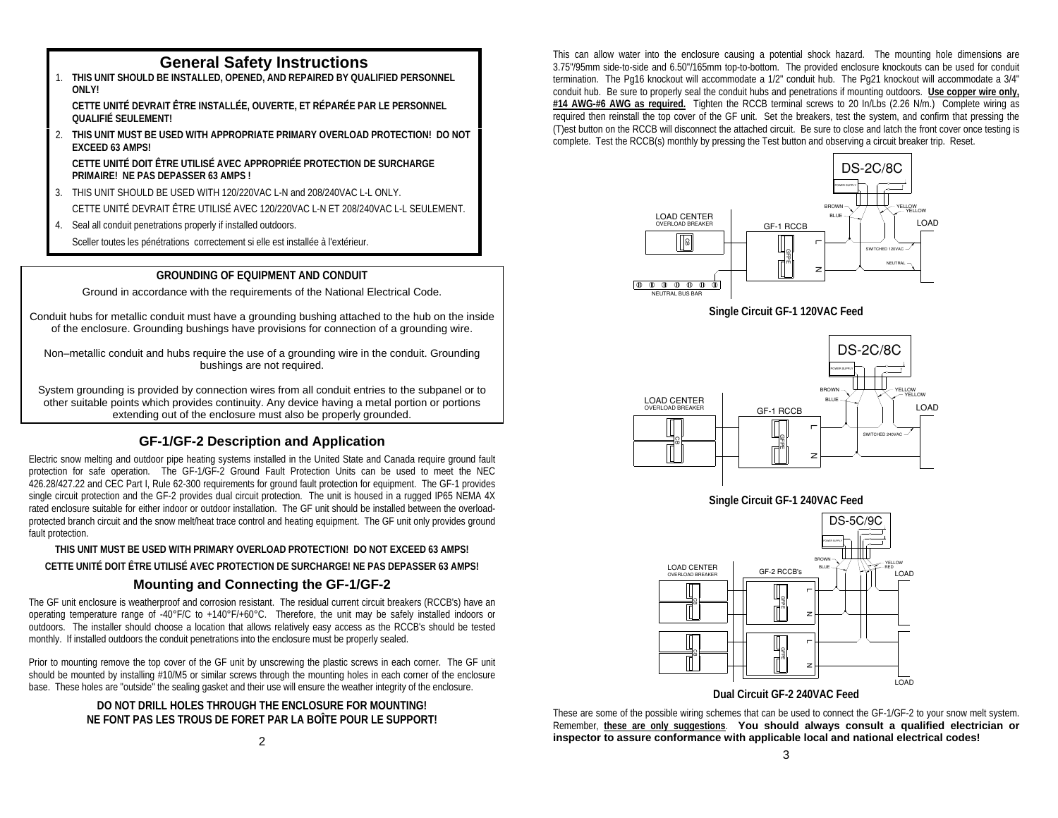# General Safety Instructions

1. **THIS UNIT SHOULD BE INSTALLED, OPENED, AND REPAIRED BY QUALIFIED PERSONNEL ONLY!**

   **CETTE UNITÉ DEVRAIT ÊTRE INSTALLÉE, OUVERTE, ET RÉPARÉE PAR LE PERSONNEL QUALIFIÉ SEULEMENT!**

2. **THIS UNIT MUST BE USED WITH APPROPRIATE PRIMARY OVERLOAD PROTECTION! DO NOT EXCEED 63 AMPS!**

   **CETTE UNITÉ DOIT ÊTRE UTILISÉ AVEC APPROPRIÉE PROTECTION DE SURCHARGE PRIMAIRE! NE PAS DEPASSER 63 AMPS !**

3. THIS UNIT SHOULD BE USED WITH 120/220VAC L-N and 208/240VAC L-L ONLY.

   CETTE UNITÉ DEVRAIT ÊTRE UTILISÉ AVEC 120/220VAC L-N ET 208/240VAC L-L SEULEMENT.

4. Seal all conduit penetrations properly if installed outdoors.

   Sceller toutes les pénétrations correctement si elle est installée à l'extérieur.

**GROUNDING OF EQUIPMENT AND CONDUIT**

Ground in accordance with the requirements of the National Electrical Code.

Conduit hubs for metallic conduit must have a grounding bushing attached to the hub on the inside of the enclosure. Grounding bushings have provisions for connection of a grounding wire.

Non–metallic conduit and hubs require the use of a grounding wire in the conduit. Grounding bushings are not required.

System grounding is provided by connection wires from all conduit entries to the subpanel or to other suitable points which provides continuity. Any device having a metal portion or portions extending out of the enclosure must also be properly grounded.

## GF-1/GF-2 Description and Application

Electric snow melting and outdoor pipe heating systems installed in the United State and Canada require ground fault protection for safe operation. The GF-1/GF-2 Ground Fault Protection Units can be used to meet the NEC 426.28/427.22 and CEC Part I, Rule 62-300 requirements for ground fault protection for equipment. The GF-1 provides single circuit protection and the GF-2 provides dual circuit protection. The unit is housed in a rugged IP65 NEMA 4X rated enclosure suitable for either indoor or outdoor installation. The GF unit should be installed between the overload-protected branch circuit and the snow melt/heat trace control and heating equipment. The GF unit only provides ground fault protection.

**THIS UNIT MUST BE USED WITH PRIMARY OVERLOAD PROTECTION! DO NOT EXCEED 63 AMPS!**

**CETTE UNITÉ DOIT ÊTRE UTILISÉ AVEC PROTECTION DE SURCHARGE! NE PAS DEPASSER 63 AMPS!**

## Mounting and Connecting the GF-1/GF-2

The GF unit enclosure is weatherproof and corrosion resistant. The residual current circuit breakers (RCCB's) have an operating temperature range of -40°F/C to +140°F/+60°C. Therefore, the unit may be safely installed indoors or outdoors. The installer should choose a location that allows relatively easy access as the RCCB's should be tested monthly. If installed outdoors the conduit penetrations into the enclosure must be properly sealed.

Prior to mounting remove the top cover of the GF unit by unscrewing the plastic screws in each corner. The GF unit should be mounted by installing #10/M5 or similar screws through the mounting holes in each corner of the enclosure base. These holes are "outside" the sealing gasket and their use will ensure the weather integrity of the enclosure.

**DO NOT DRILL HOLES THROUGH THE ENCLOSURE FOR MOUNTING!**
**NE FONT PAS LES TROUS DE FORET PAR LA BOÎTE POUR LE SUPPORT!**

This can allow water into the enclosure causing a potential shock hazard. The mounting hole dimensions are 3.75"/95mm side-to-side and 6.50"/165mm top-to-bottom. The provided enclosure knockouts can be used for conduit termination. The Pg16 knockout will accommodate a 1/2" conduit hub. The Pg21 knockout will accommodate a 3/4" conduit hub. Be sure to properly seal the conduit hubs and penetrations if mounting outdoors. **Use copper wire only, #14 AWG-#6 AWG as required.** Tighten the RCCB terminal screws to 20 In/Lbs (2.26 N/m.) Complete wiring as required then reinstall the top cover of the GF unit. Set the breakers, test the system, and confirm that pressing the (T)est button on the RCCB will disconnect the attached circuit. Be sure to close and latch the front cover once testing is complete. Test the RCCB(s) monthly by pressing the Test button and observing a circuit breaker trip. Reset.

DS-2C/8C
POWER SUPPLY
BROWN
BLUE
YELLOW
YELLOW
LOAD CENTER
OVERLOAD BREAKER
GF-1 RCCB
LOAD
CB
GFPE
L
N
SWITCHED 120VAC
NEUTRAL
NEUTRAL BUS BAR

**Single Circuit GF-1 120VAC Feed**

DS-2C/8C
POWER SUPPLY
BROWN
BLUE
YELLOW
YELLOW
LOAD CENTER
OVERLOAD BREAKER
GF-1 RCCB
LOAD
CB
GFPE
L
N
SWITCHED 240VAC

**Single Circuit GF-1 240VAC Feed**

DS-5C/9C
POWER SUPPLY
BROWN
BLUE
YELLOW
RED
LOAD CENTER
OVERLOAD BREAKER
GF-2 RCCB's
LOAD
CB
GFPE
L
N
CB
GFPE
L
N
LOAD

**Dual Circuit GF-2 240VAC Feed**

These are some of the possible wiring schemes that can be used to connect the GF-1/GF-2 to your snow melt system. Remember, **these are only suggestions**. **You should always consult a qualified electrician or inspector to assure conformance with applicable local and national electrical codes!**